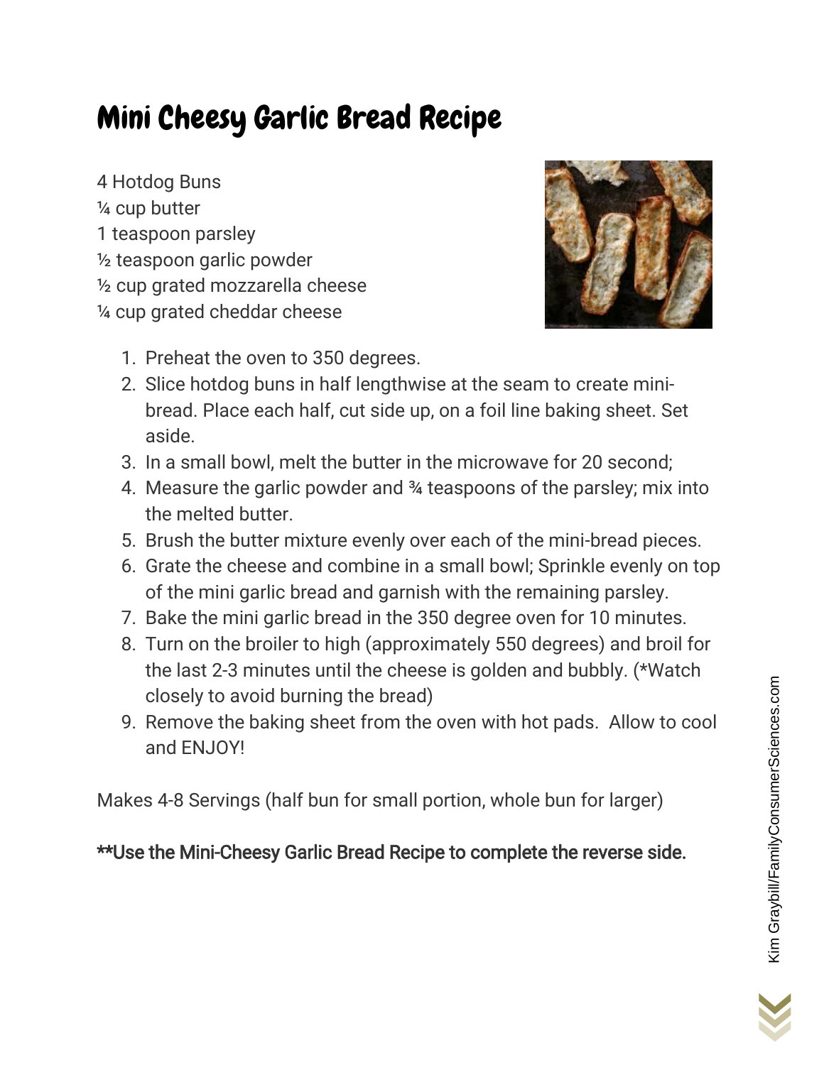# Mini Cheesy Garlic Bread Recipe

4 Hotdog Buns
¼ cup butter
1 teaspoon parsley
½ teaspoon garlic powder
½ cup grated mozzarella cheese
¼ cup grated cheddar cheese

1. Preheat the oven to 350 degrees.
2. Slice hotdog buns in half lengthwise at the seam to create mini-bread. Place each half, cut side up, on a foil line baking sheet. Set aside.
3. In a small bowl, melt the butter in the microwave for 20 second;
4. Measure the garlic powder and ¾ teaspoons of the parsley; mix into the melted butter.
5. Brush the butter mixture evenly over each of the mini-bread pieces.
6. Grate the cheese and combine in a small bowl; Sprinkle evenly on top of the mini garlic bread and garnish with the remaining parsley.
7. Bake the mini garlic bread in the 350 degree oven for 10 minutes.
8. Turn on the broiler to high (approximately 550 degrees) and broil for the last 2-3 minutes until the cheese is golden and bubbly. (*Watch closely to avoid burning the bread)
9. Remove the baking sheet from the oven with hot pads. Allow to cool and ENJOY!

Makes 4-8 Servings (half bun for small portion, whole bun for larger)

**\*\*Use the Mini-Cheesy Garlic Bread Recipe to complete the reverse side.**

Kim Graybill/FamilyConsumerSciences.com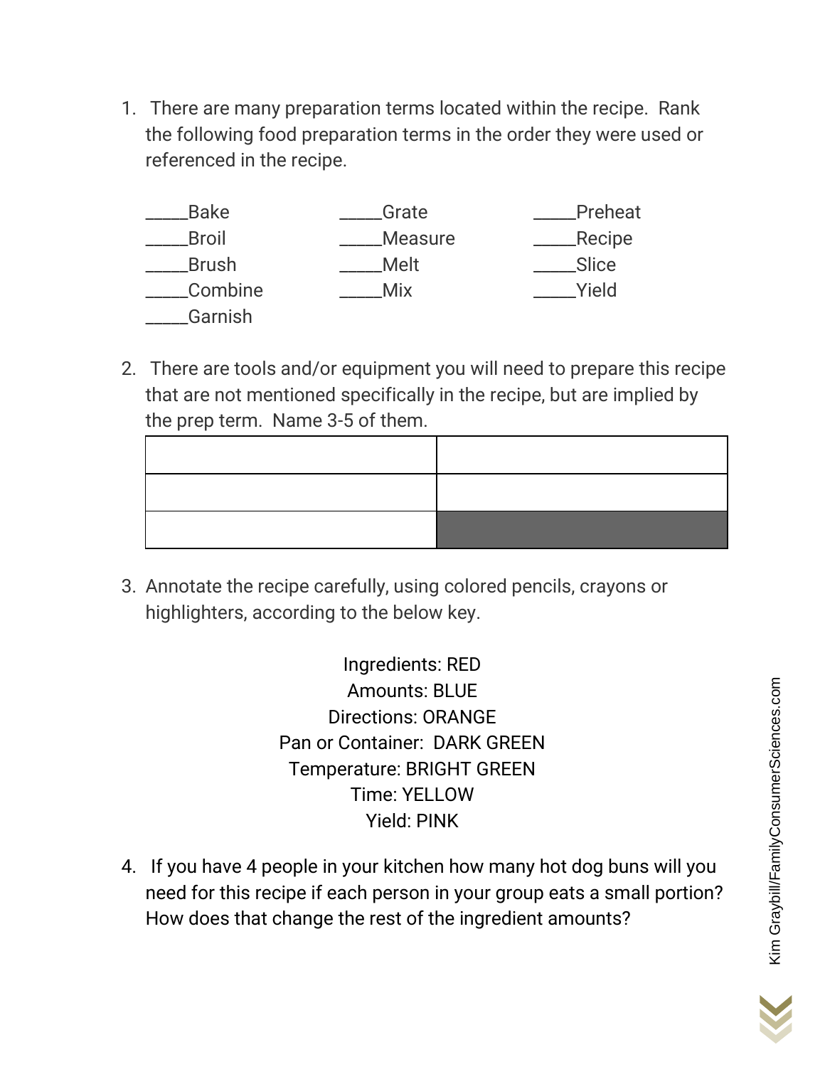1. There are many preparation terms located within the recipe. Rank the following food preparation terms in the order they were used or referenced in the recipe.

_____Bake
_____Broil
_____Brush
_____Combine
_____Garnish
_____Grate
_____Measure
_____Melt
_____Mix
_____Preheat
_____Recipe
_____Slice
_____Yield

2. There are tools and/or equipment you will need to prepare this recipe that are not mentioned specifically in the recipe, but are implied by the prep term. Name 3-5 of them.

| | |
|---|---|
| | |
| | |
| | |

3. Annotate the recipe carefully, using colored pencils, crayons or highlighters, according to the below key.

Ingredients: RED
Amounts: BLUE
Directions: ORANGE
Pan or Container: DARK GREEN
Temperature: BRIGHT GREEN
Time: YELLOW
Yield: PINK

4. If you have 4 people in your kitchen how many hot dog buns will you need for this recipe if each person in your group eats a small portion? How does that change the rest of the ingredient amounts?

Kim Graybill/FamilyConsumerSciences.com